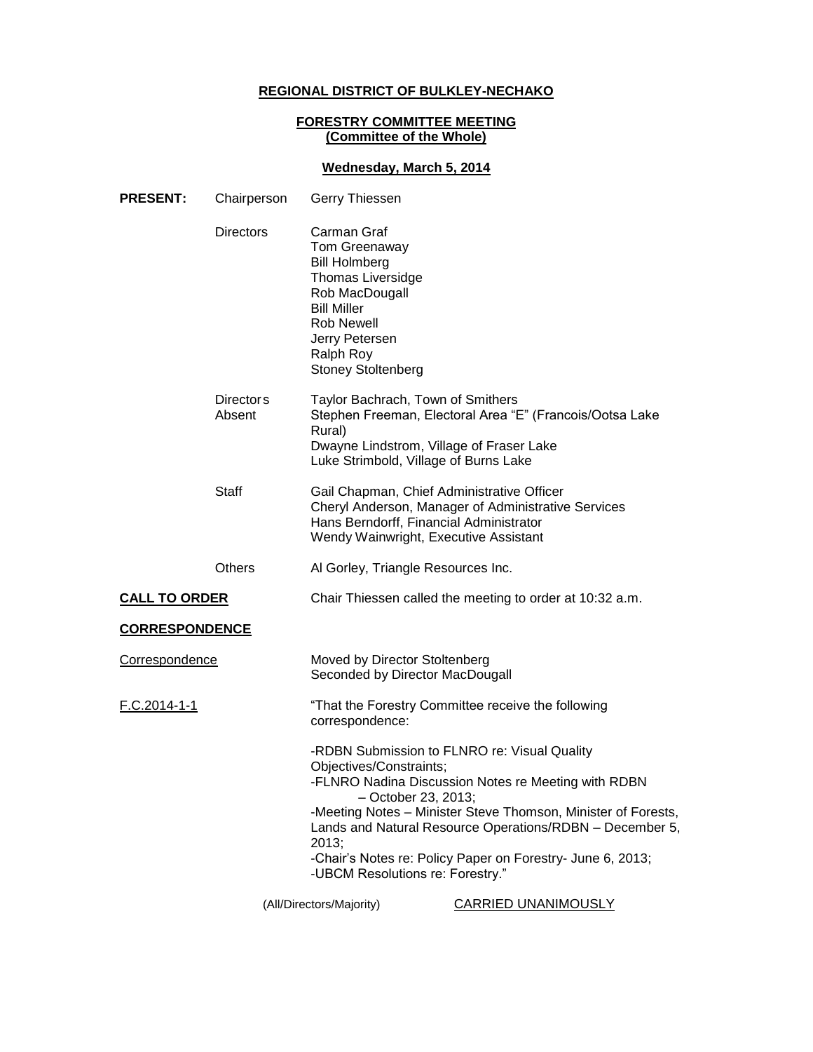**REGIONAL DISTRICT OF BULKLEY-NECHAKO**

**FORESTRY COMMITTEE MEETING**
**(Committee of the Whole)**

**Wednesday, March 5, 2014**

**PRESENT:** Chairperson Gerry Thiessen

Directors
Carman Graf
Tom Greenaway
Bill Holmberg
Thomas Liversidge
Rob MacDougall
Bill Miller
Rob Newell
Jerry Petersen
Ralph Roy
Stoney Stoltenberg

Directors Absent
Taylor Bachrach, Town of Smithers
Stephen Freeman, Electoral Area "E" (Francois/Ootsa Lake Rural)
Dwayne Lindstrom, Village of Fraser Lake
Luke Strimbold, Village of Burns Lake

Staff
Gail Chapman, Chief Administrative Officer
Cheryl Anderson, Manager of Administrative Services
Hans Berndorff, Financial Administrator
Wendy Wainwright, Executive Assistant

Others
Al Gorley, Triangle Resources Inc.

**CALL TO ORDER**

Chair Thiessen called the meeting to order at 10:32 a.m.

**CORRESPONDENCE**

Correspondence

Moved by Director Stoltenberg
Seconded by Director MacDougall

F.C.2014-1-1

"That the Forestry Committee receive the following correspondence:

-RDBN Submission to FLNRO re: Visual Quality Objectives/Constraints;
-FLNRO Nadina Discussion Notes re Meeting with RDBN – October 23, 2013;
-Meeting Notes – Minister Steve Thomson, Minister of Forests, Lands and Natural Resource Operations/RDBN – December 5, 2013;
-Chair's Notes re: Policy Paper on Forestry- June 6, 2013;
-UBCM Resolutions re: Forestry."

(All/Directors/Majority) CARRIED UNANIMOUSLY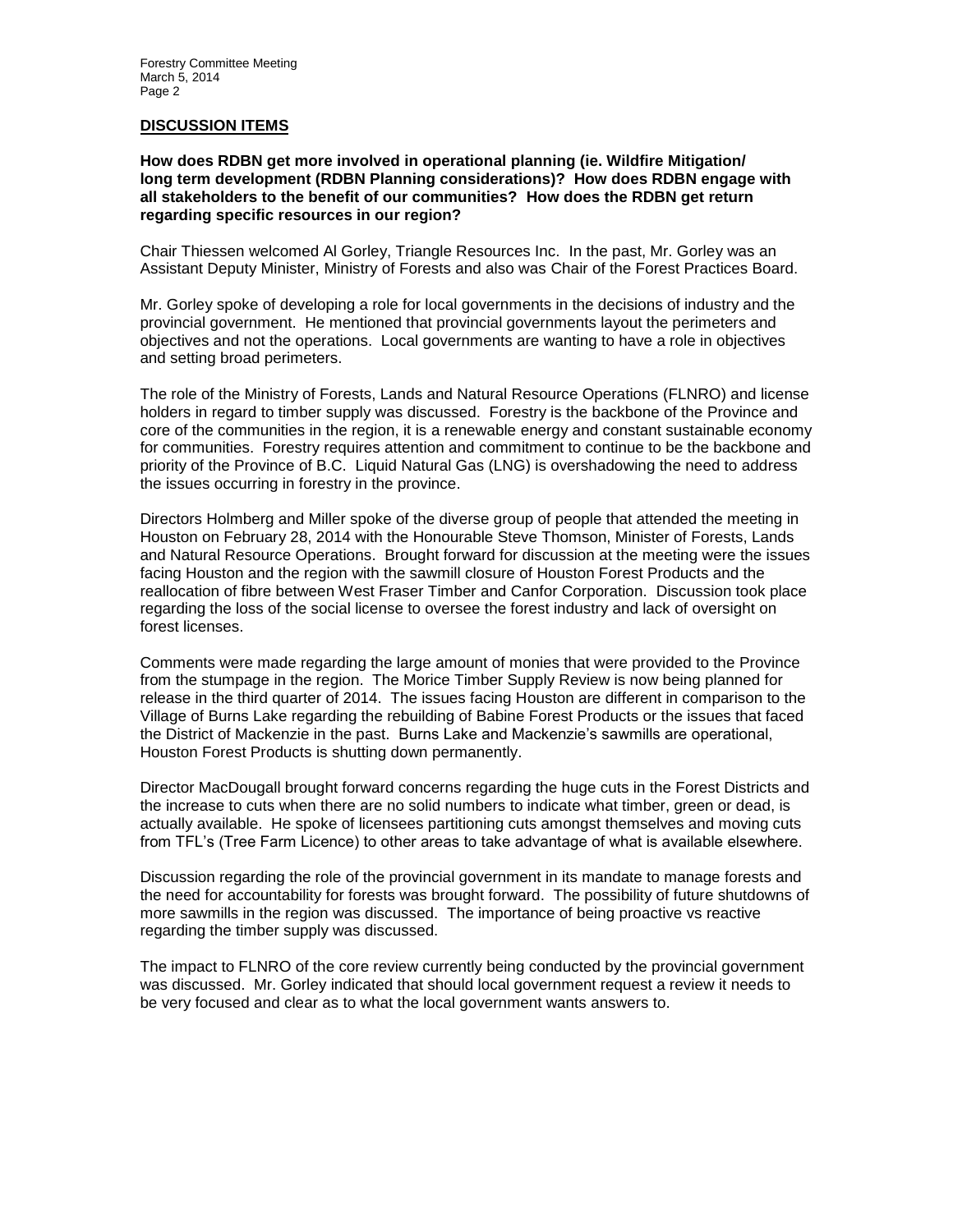## DISCUSSION ITEMS

**How does RDBN get more involved in operational planning (ie. Wildfire Mitigation/ long term development (RDBN Planning considerations)? How does RDBN engage with all stakeholders to the benefit of our communities? How does the RDBN get return regarding specific resources in our region?**

Chair Thiessen welcomed Al Gorley, Triangle Resources Inc. In the past, Mr. Gorley was an Assistant Deputy Minister, Ministry of Forests and also was Chair of the Forest Practices Board.

Mr. Gorley spoke of developing a role for local governments in the decisions of industry and the provincial government. He mentioned that provincial governments layout the perimeters and objectives and not the operations. Local governments are wanting to have a role in objectives and setting broad perimeters.

The role of the Ministry of Forests, Lands and Natural Resource Operations (FLNRO) and license holders in regard to timber supply was discussed. Forestry is the backbone of the Province and core of the communities in the region, it is a renewable energy and constant sustainable economy for communities. Forestry requires attention and commitment to continue to be the backbone and priority of the Province of B.C. Liquid Natural Gas (LNG) is overshadowing the need to address the issues occurring in forestry in the province.

Directors Holmberg and Miller spoke of the diverse group of people that attended the meeting in Houston on February 28, 2014 with the Honourable Steve Thomson, Minister of Forests, Lands and Natural Resource Operations. Brought forward for discussion at the meeting were the issues facing Houston and the region with the sawmill closure of Houston Forest Products and the reallocation of fibre between West Fraser Timber and Canfor Corporation. Discussion took place regarding the loss of the social license to oversee the forest industry and lack of oversight on forest licenses.

Comments were made regarding the large amount of monies that were provided to the Province from the stumpage in the region. The Morice Timber Supply Review is now being planned for release in the third quarter of 2014. The issues facing Houston are different in comparison to the Village of Burns Lake regarding the rebuilding of Babine Forest Products or the issues that faced the District of Mackenzie in the past. Burns Lake and Mackenzie's sawmills are operational, Houston Forest Products is shutting down permanently.

Director MacDougall brought forward concerns regarding the huge cuts in the Forest Districts and the increase to cuts when there are no solid numbers to indicate what timber, green or dead, is actually available. He spoke of licensees partitioning cuts amongst themselves and moving cuts from TFL's (Tree Farm Licence) to other areas to take advantage of what is available elsewhere.

Discussion regarding the role of the provincial government in its mandate to manage forests and the need for accountability for forests was brought forward. The possibility of future shutdowns of more sawmills in the region was discussed. The importance of being proactive vs reactive regarding the timber supply was discussed.

The impact to FLNRO of the core review currently being conducted by the provincial government was discussed. Mr. Gorley indicated that should local government request a review it needs to be very focused and clear as to what the local government wants answers to.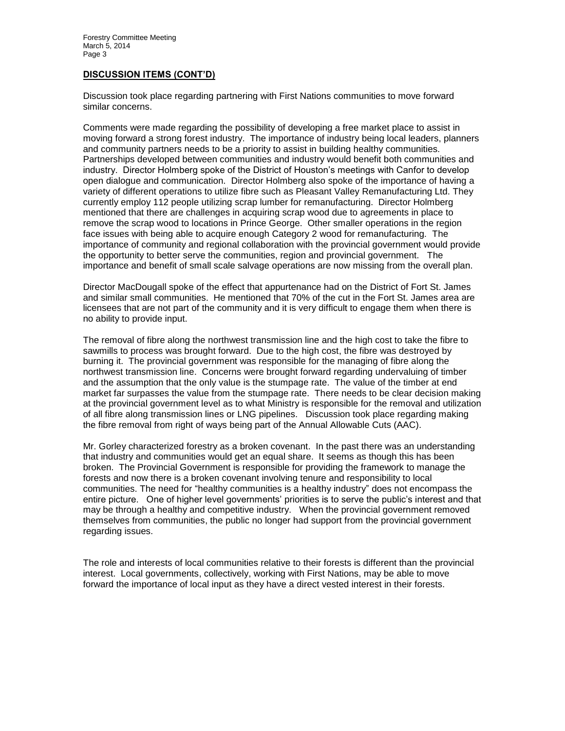## DISCUSSION ITEMS (CONT'D)

Discussion took place regarding partnering with First Nations communities to move forward similar concerns.

Comments were made regarding the possibility of developing a free market place to assist in moving forward a strong forest industry. The importance of industry being local leaders, planners and community partners needs to be a priority to assist in building healthy communities. Partnerships developed between communities and industry would benefit both communities and industry. Director Holmberg spoke of the District of Houston's meetings with Canfor to develop open dialogue and communication. Director Holmberg also spoke of the importance of having a variety of different operations to utilize fibre such as Pleasant Valley Remanufacturing Ltd. They currently employ 112 people utilizing scrap lumber for remanufacturing. Director Holmberg mentioned that there are challenges in acquiring scrap wood due to agreements in place to remove the scrap wood to locations in Prince George. Other smaller operations in the region face issues with being able to acquire enough Category 2 wood for remanufacturing. The importance of community and regional collaboration with the provincial government would provide the opportunity to better serve the communities, region and provincial government. The importance and benefit of small scale salvage operations are now missing from the overall plan.

Director MacDougall spoke of the effect that appurtenance had on the District of Fort St. James and similar small communities. He mentioned that 70% of the cut in the Fort St. James area are licensees that are not part of the community and it is very difficult to engage them when there is no ability to provide input.

The removal of fibre along the northwest transmission line and the high cost to take the fibre to sawmills to process was brought forward. Due to the high cost, the fibre was destroyed by burning it. The provincial government was responsible for the managing of fibre along the northwest transmission line. Concerns were brought forward regarding undervaluing of timber and the assumption that the only value is the stumpage rate. The value of the timber at end market far surpasses the value from the stumpage rate. There needs to be clear decision making at the provincial government level as to what Ministry is responsible for the removal and utilization of all fibre along transmission lines or LNG pipelines. Discussion took place regarding making the fibre removal from right of ways being part of the Annual Allowable Cuts (AAC).

Mr. Gorley characterized forestry as a broken covenant. In the past there was an understanding that industry and communities would get an equal share. It seems as though this has been broken. The Provincial Government is responsible for providing the framework to manage the forests and now there is a broken covenant involving tenure and responsibility to local communities. The need for "healthy communities is a healthy industry" does not encompass the entire picture. One of higher level governments' priorities is to serve the public's interest and that may be through a healthy and competitive industry. When the provincial government removed themselves from communities, the public no longer had support from the provincial government regarding issues.

The role and interests of local communities relative to their forests is different than the provincial interest. Local governments, collectively, working with First Nations, may be able to move forward the importance of local input as they have a direct vested interest in their forests.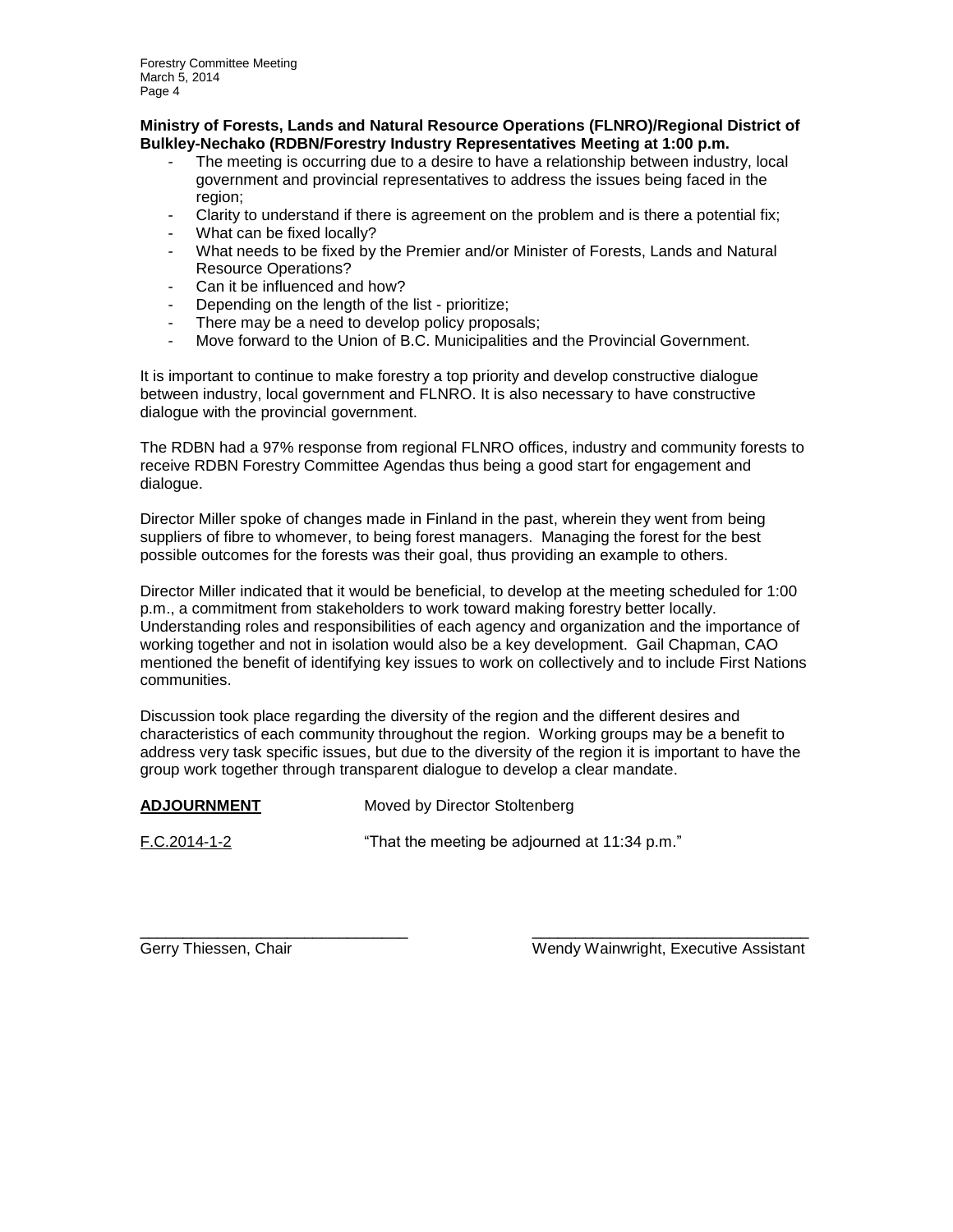**Ministry of Forests, Lands and Natural Resource Operations (FLNRO)/Regional District of Bulkley-Nechako (RDBN/Forestry Industry Representatives Meeting at 1:00 p.m.**

- The meeting is occurring due to a desire to have a relationship between industry, local government and provincial representatives to address the issues being faced in the region;
- Clarity to understand if there is agreement on the problem and is there a potential fix;
- What can be fixed locally?
- What needs to be fixed by the Premier and/or Minister of Forests, Lands and Natural Resource Operations?
- Can it be influenced and how?
- Depending on the length of the list - prioritize;
- There may be a need to develop policy proposals;
- Move forward to the Union of B.C. Municipalities and the Provincial Government.

It is important to continue to make forestry a top priority and develop constructive dialogue between industry, local government and FLNRO. It is also necessary to have constructive dialogue with the provincial government.

The RDBN had a 97% response from regional FLNRO offices, industry and community forests to receive RDBN Forestry Committee Agendas thus being a good start for engagement and dialogue.

Director Miller spoke of changes made in Finland in the past, wherein they went from being suppliers of fibre to whomever, to being forest managers. Managing the forest for the best possible outcomes for the forests was their goal, thus providing an example to others.

Director Miller indicated that it would be beneficial, to develop at the meeting scheduled for 1:00 p.m., a commitment from stakeholders to work toward making forestry better locally. Understanding roles and responsibilities of each agency and organization and the importance of working together and not in isolation would also be a key development. Gail Chapman, CAO mentioned the benefit of identifying key issues to work on collectively and to include First Nations communities.

Discussion took place regarding the diversity of the region and the different desires and characteristics of each community throughout the region. Working groups may be a benefit to address very task specific issues, but due to the diversity of the region it is important to have the group work together through transparent dialogue to develop a clear mandate.

**ADJOURNMENT** Moved by Director Stoltenberg

F.C.2014-1-2 "That the meeting be adjourned at 11:34 p.m."

\_\_\_\_\_\_\_\_\_\_\_\_\_\_\_\_\_\_\_\_\_\_\_\_\_\_\_\_\_\_
Gerry Thiessen, Chair

\_\_\_\_\_\_\_\_\_\_\_\_\_\_\_\_\_\_\_\_\_\_\_\_\_\_\_\_\_\_
Wendy Wainwright, Executive Assistant